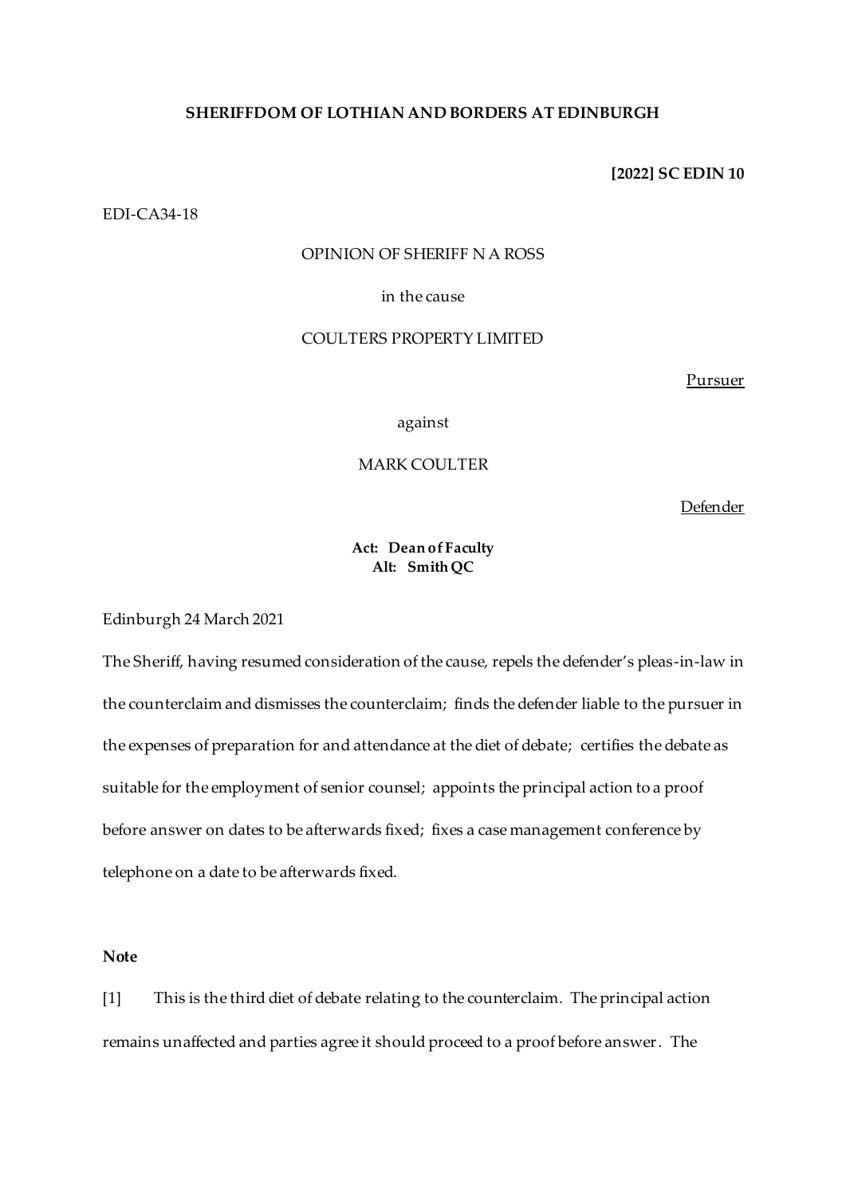**SHERIFFDOM OF LOTHIAN AND BORDERS AT EDINBURGH**

**[2022] SC EDIN 10**

EDI-CA34-18

OPINION OF SHERIFF N A ROSS

in the cause

COULTERS PROPERTY LIMITED

Pursuer

against

MARK COULTER

Defender

**Act: Dean of Faculty**
**Alt: Smith QC**

Edinburgh 24 March 2021

The Sheriff, having resumed consideration of the cause, repels the defender's pleas-in-law in the counterclaim and dismisses the counterclaim; finds the defender liable to the pursuer in the expenses of preparation for and attendance at the diet of debate; certifies the debate as suitable for the employment of senior counsel; appoints the principal action to a proof before answer on dates to be afterwards fixed; fixes a case management conference by telephone on a date to be afterwards fixed.

**Note**

[1] This is the third diet of debate relating to the counterclaim. The principal action remains unaffected and parties agree it should proceed to a proof before answer. The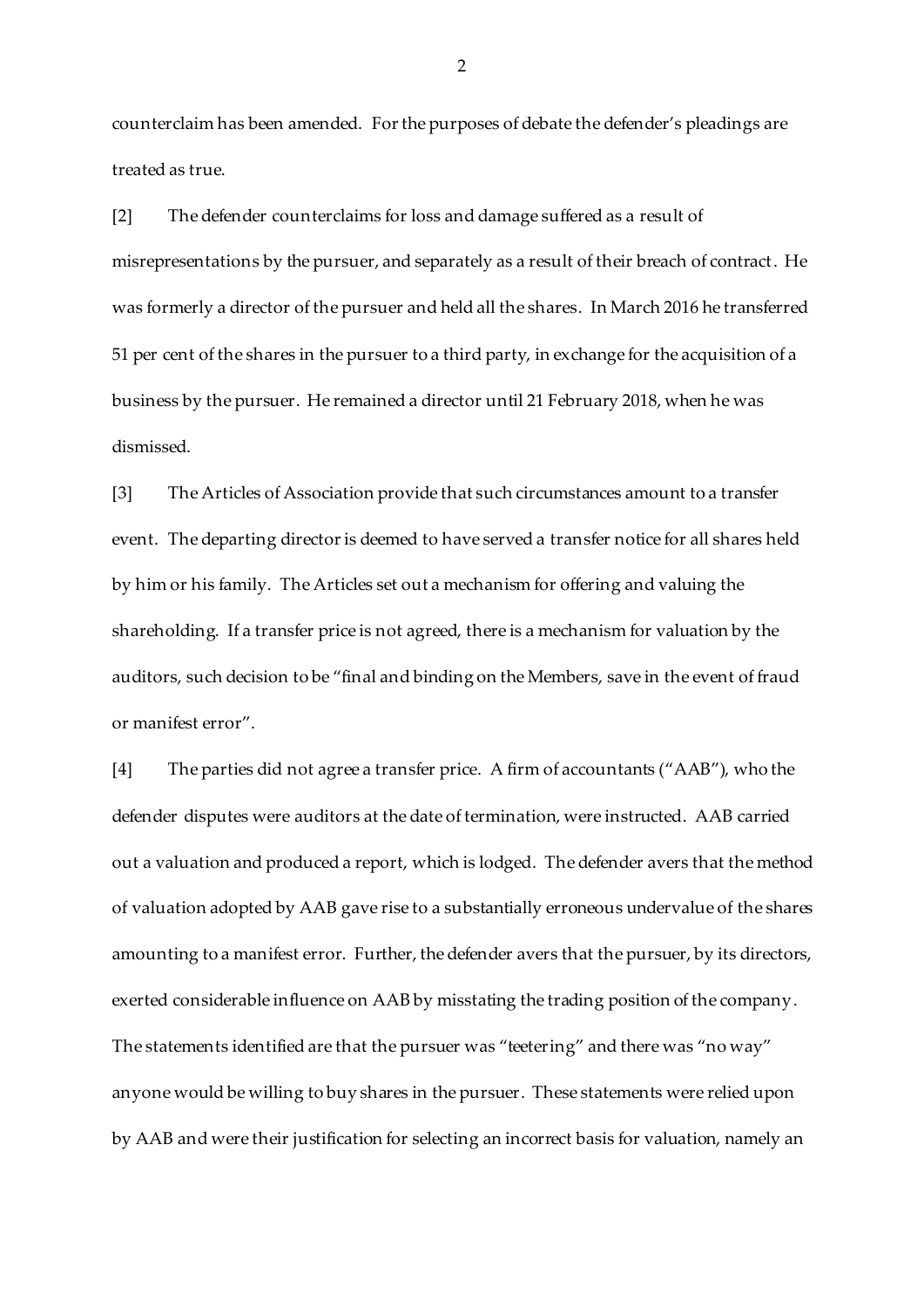counterclaim has been amended. For the purposes of debate the defender's pleadings are treated as true.

[2] The defender counterclaims for loss and damage suffered as a result of misrepresentations by the pursuer, and separately as a result of their breach of contract. He was formerly a director of the pursuer and held all the shares. In March 2016 he transferred 51 per cent of the shares in the pursuer to a third party, in exchange for the acquisition of a business by the pursuer. He remained a director until 21 February 2018, when he was dismissed.

[3] The Articles of Association provide that such circumstances amount to a transfer event. The departing director is deemed to have served a transfer notice for all shares held by him or his family. The Articles set out a mechanism for offering and valuing the shareholding. If a transfer price is not agreed, there is a mechanism for valuation by the auditors, such decision to be "final and binding on the Members, save in the event of fraud or manifest error".

[4] The parties did not agree a transfer price. A firm of accountants ("AAB"), who the defender disputes were auditors at the date of termination, were instructed. AAB carried out a valuation and produced a report, which is lodged. The defender avers that the method of valuation adopted by AAB gave rise to a substantially erroneous undervalue of the shares amounting to a manifest error. Further, the defender avers that the pursuer, by its directors, exerted considerable influence on AAB by misstating the trading position of the company. The statements identified are that the pursuer was "teetering" and there was "no way" anyone would be willing to buy shares in the pursuer. These statements were relied upon by AAB and were their justification for selecting an incorrect basis for valuation, namely an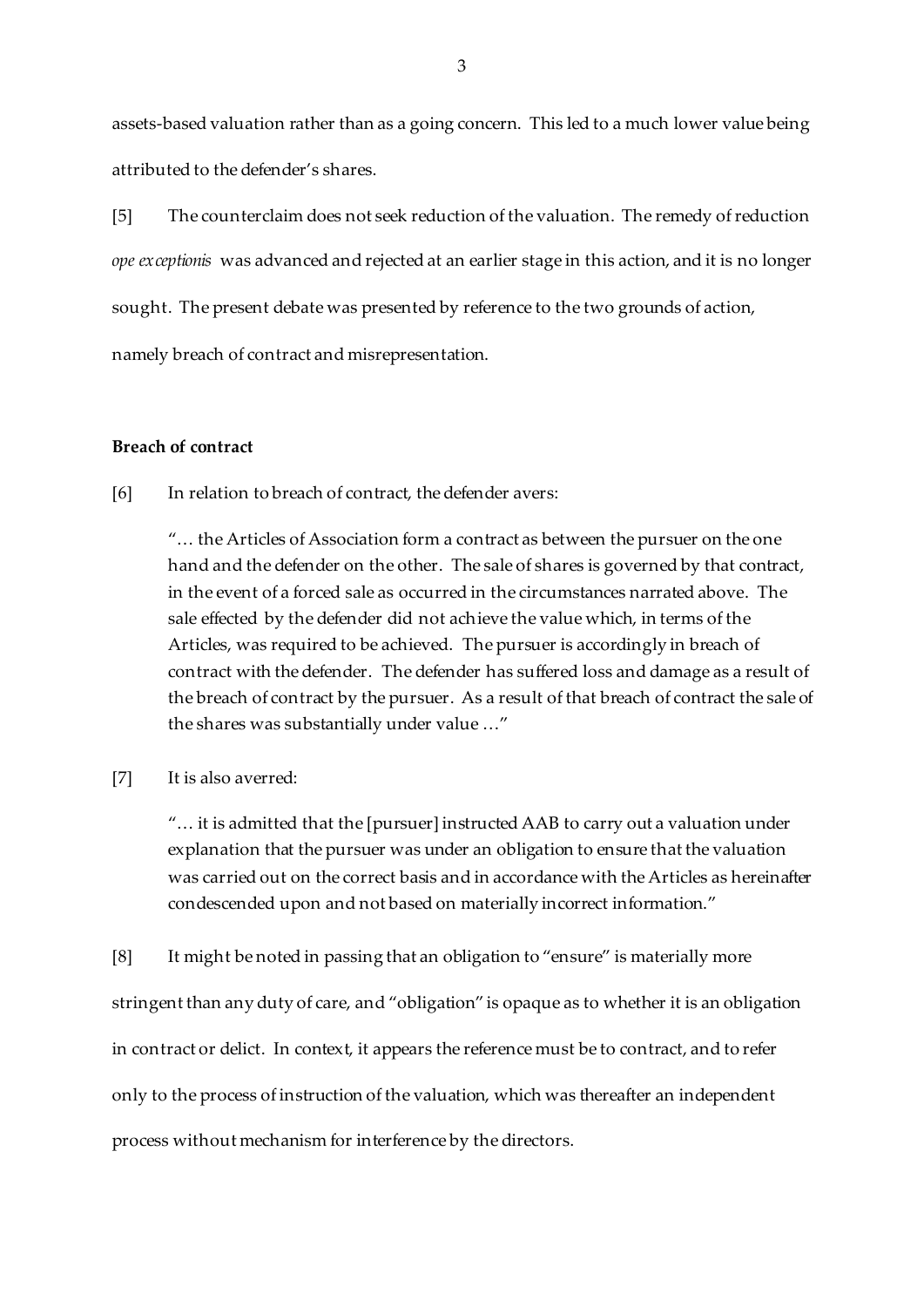assets-based valuation rather than as a going concern. This led to a much lower value being attributed to the defender's shares.

[5] The counterclaim does not seek reduction of the valuation. The remedy of reduction *ope exceptionis* was advanced and rejected at an earlier stage in this action, and it is no longer sought. The present debate was presented by reference to the two grounds of action, namely breach of contract and misrepresentation.

**Breach of contract**

[6] In relation to breach of contract, the defender avers:

> "… the Articles of Association form a contract as between the pursuer on the one hand and the defender on the other. The sale of shares is governed by that contract, in the event of a forced sale as occurred in the circumstances narrated above. The sale effected by the defender did not achieve the value which, in terms of the Articles, was required to be achieved. The pursuer is accordingly in breach of contract with the defender. The defender has suffered loss and damage as a result of the breach of contract by the pursuer. As a result of that breach of contract the sale of the shares was substantially under value …"

[7] It is also averred:

> "… it is admitted that the [pursuer] instructed AAB to carry out a valuation under explanation that the pursuer was under an obligation to ensure that the valuation was carried out on the correct basis and in accordance with the Articles as hereinafter condescended upon and not based on materially incorrect information."

[8] It might be noted in passing that an obligation to "ensure" is materially more stringent than any duty of care, and "obligation" is opaque as to whether it is an obligation in contract or delict. In context, it appears the reference must be to contract, and to refer only to the process of instruction of the valuation, which was thereafter an independent process without mechanism for interference by the directors.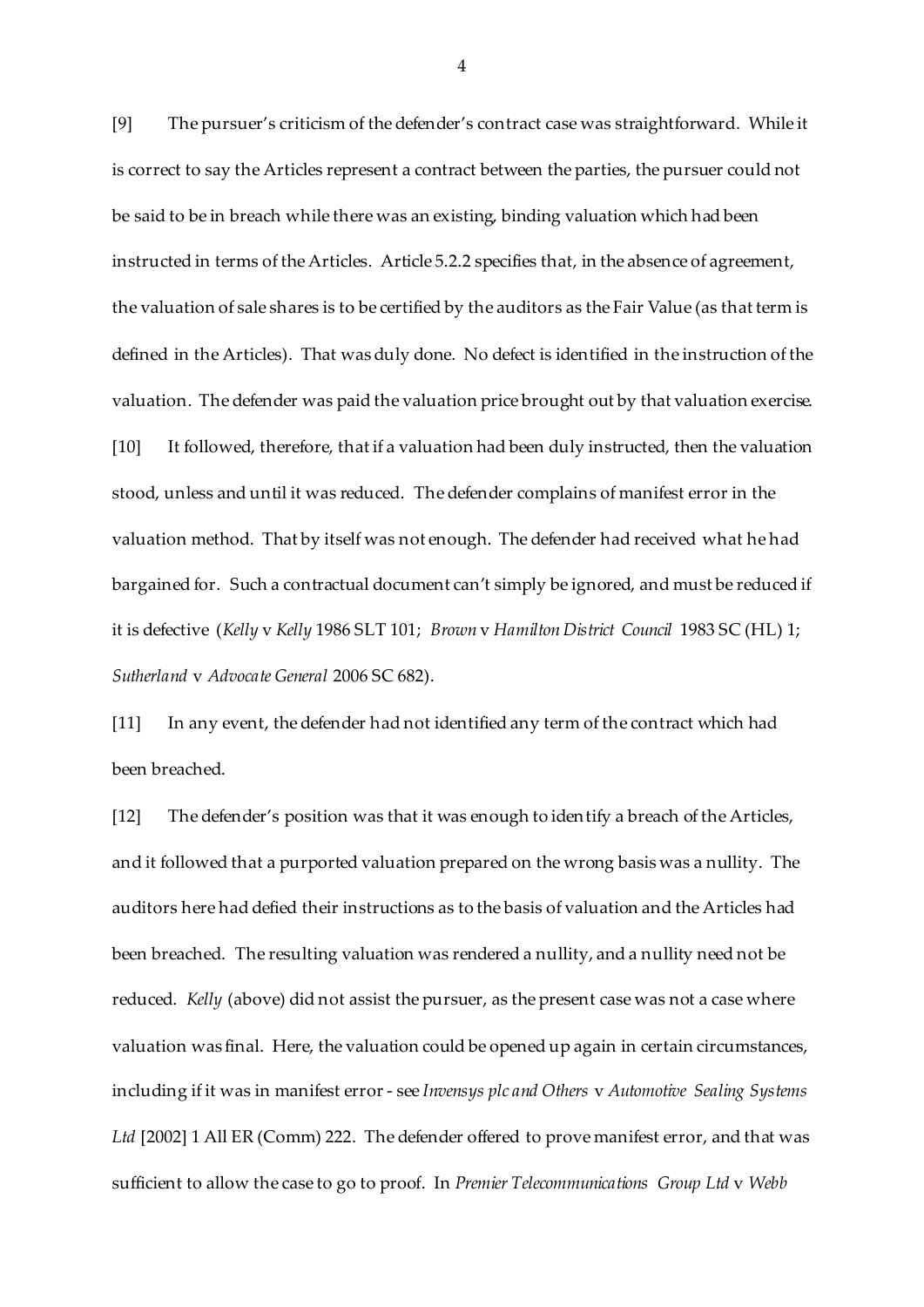[9] The pursuer's criticism of the defender's contract case was straightforward. While it is correct to say the Articles represent a contract between the parties, the pursuer could not be said to be in breach while there was an existing, binding valuation which had been instructed in terms of the Articles. Article 5.2.2 specifies that, in the absence of agreement, the valuation of sale shares is to be certified by the auditors as the Fair Value (as that term is defined in the Articles). That was duly done. No defect is identified in the instruction of the valuation. The defender was paid the valuation price brought out by that valuation exercise.

[10] It followed, therefore, that if a valuation had been duly instructed, then the valuation stood, unless and until it was reduced. The defender complains of manifest error in the valuation method. That by itself was not enough. The defender had received what he had bargained for. Such a contractual document can't simply be ignored, and must be reduced if it is defective (*Kelly* v *Kelly* 1986 SLT 101; *Brown* v *Hamilton District Council* 1983 SC (HL) 1; *Sutherland* v *Advocate General* 2006 SC 682).

[11] In any event, the defender had not identified any term of the contract which had been breached.

[12] The defender's position was that it was enough to identify a breach of the Articles, and it followed that a purported valuation prepared on the wrong basis was a nullity. The auditors here had defied their instructions as to the basis of valuation and the Articles had been breached. The resulting valuation was rendered a nullity, and a nullity need not be reduced. *Kelly* (above) did not assist the pursuer, as the present case was not a case where valuation was final. Here, the valuation could be opened up again in certain circumstances, including if it was in manifest error - see *Invensys plc and Others* v *Automotive Sealing Systems Ltd* [2002] 1 All ER (Comm) 222. The defender offered to prove manifest error, and that was sufficient to allow the case to go to proof. In *Premier Telecommunications Group Ltd* v *Webb*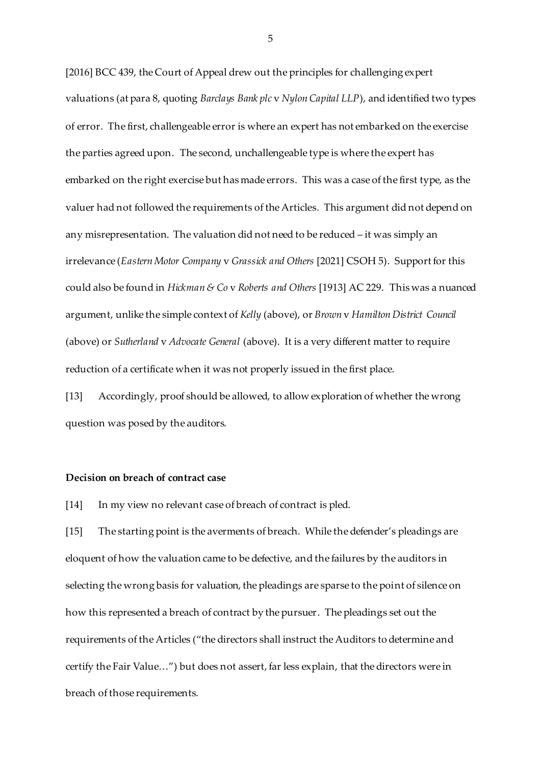[2016] BCC 439, the Court of Appeal drew out the principles for challenging expert valuations (at para 8, quoting *Barclays Bank plc* v *Nylon Capital LLP*), and identified two types of error. The first, challengeable error is where an expert has not embarked on the exercise the parties agreed upon. The second, unchallengeable type is where the expert has embarked on the right exercise but has made errors. This was a case of the first type, as the valuer had not followed the requirements of the Articles. This argument did not depend on any misrepresentation. The valuation did not need to be reduced – it was simply an irrelevance (*Eastern Motor Company* v *Grassick and Others* [2021] CSOH 5). Support for this could also be found in *Hickman & Co* v *Roberts and Others* [1913] AC 229. This was a nuanced argument, unlike the simple context of *Kelly* (above), or *Brown* v *Hamilton District Council* (above) or *Sutherland* v *Advocate General* (above). It is a very different matter to require reduction of a certificate when it was not properly issued in the first place.

[13] Accordingly, proof should be allowed, to allow exploration of whether the wrong question was posed by the auditors.

**Decision on breach of contract case**

[14] In my view no relevant case of breach of contract is pled.

[15] The starting point is the averments of breach. While the defender's pleadings are eloquent of how the valuation came to be defective, and the failures by the auditors in selecting the wrong basis for valuation, the pleadings are sparse to the point of silence on how this represented a breach of contract by the pursuer. The pleadings set out the requirements of the Articles ("the directors shall instruct the Auditors to determine and certify the Fair Value…") but does not assert, far less explain, that the directors were in breach of those requirements.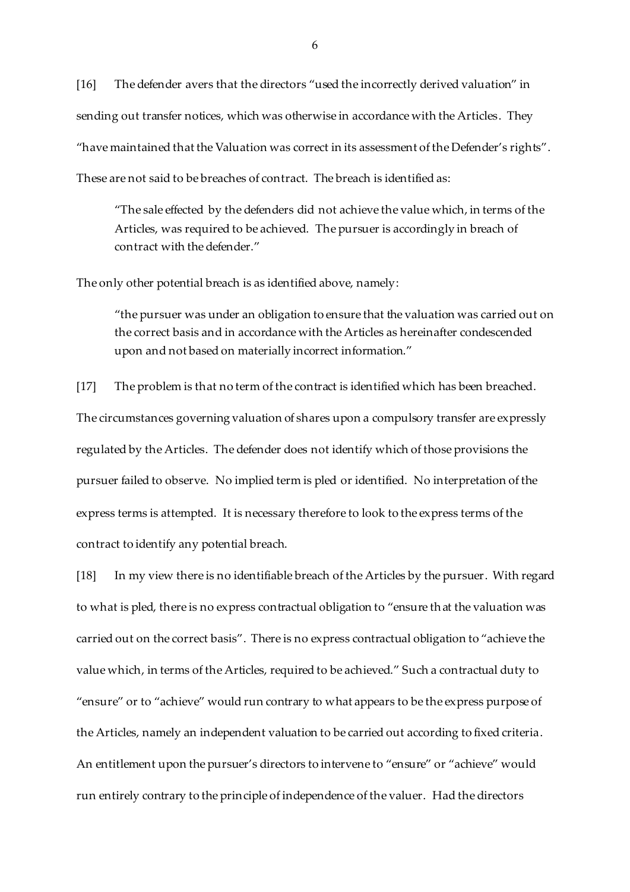[16] The defender avers that the directors "used the incorrectly derived valuation" in sending out transfer notices, which was otherwise in accordance with the Articles. They "have maintained that the Valuation was correct in its assessment of the Defender's rights". These are not said to be breaches of contract. The breach is identified as:

> "The sale effected by the defenders did not achieve the value which, in terms of the Articles, was required to be achieved. The pursuer is accordingly in breach of contract with the defender."

The only other potential breach is as identified above, namely:

> "the pursuer was under an obligation to ensure that the valuation was carried out on the correct basis and in accordance with the Articles as hereinafter condescended upon and not based on materially incorrect information."

[17] The problem is that no term of the contract is identified which has been breached. The circumstances governing valuation of shares upon a compulsory transfer are expressly regulated by the Articles. The defender does not identify which of those provisions the pursuer failed to observe. No implied term is pled or identified. No interpretation of the express terms is attempted. It is necessary therefore to look to the express terms of the contract to identify any potential breach.

[18] In my view there is no identifiable breach of the Articles by the pursuer. With regard to what is pled, there is no express contractual obligation to "ensure that the valuation was carried out on the correct basis". There is no express contractual obligation to "achieve the value which, in terms of the Articles, required to be achieved." Such a contractual duty to "ensure" or to "achieve" would run contrary to what appears to be the express purpose of the Articles, namely an independent valuation to be carried out according to fixed criteria. An entitlement upon the pursuer's directors to intervene to "ensure" or "achieve" would run entirely contrary to the principle of independence of the valuer. Had the directors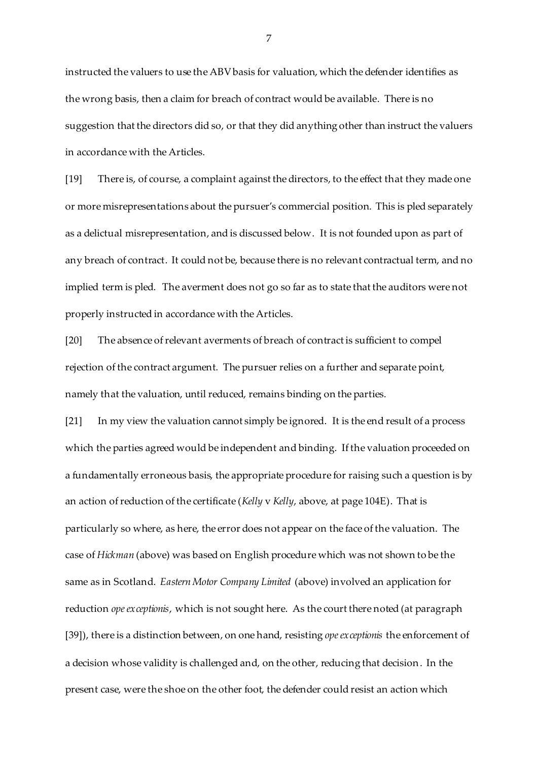instructed the valuers to use the ABV basis for valuation, which the defender identifies as the wrong basis, then a claim for breach of contract would be available. There is no suggestion that the directors did so, or that they did anything other than instruct the valuers in accordance with the Articles.

[19] There is, of course, a complaint against the directors, to the effect that they made one or more misrepresentations about the pursuer's commercial position. This is pled separately as a delictual misrepresentation, and is discussed below. It is not founded upon as part of any breach of contract. It could not be, because there is no relevant contractual term, and no implied term is pled. The averment does not go so far as to state that the auditors were not properly instructed in accordance with the Articles.

[20] The absence of relevant averments of breach of contract is sufficient to compel rejection of the contract argument. The pursuer relies on a further and separate point, namely that the valuation, until reduced, remains binding on the parties.

[21] In my view the valuation cannot simply be ignored. It is the end result of a process which the parties agreed would be independent and binding. If the valuation proceeded on a fundamentally erroneous basis, the appropriate procedure for raising such a question is by an action of reduction of the certificate (*Kelly* v *Kelly*, above, at page 104E). That is particularly so where, as here, the error does not appear on the face of the valuation. The case of *Hickman* (above) was based on English procedure which was not shown to be the same as in Scotland. *Eastern Motor Company Limited* (above) involved an application for reduction *ope exceptionis*, which is not sought here. As the court there noted (at paragraph [39]), there is a distinction between, on one hand, resisting *ope exceptionis* the enforcement of a decision whose validity is challenged and, on the other, reducing that decision. In the present case, were the shoe on the other foot, the defender could resist an action which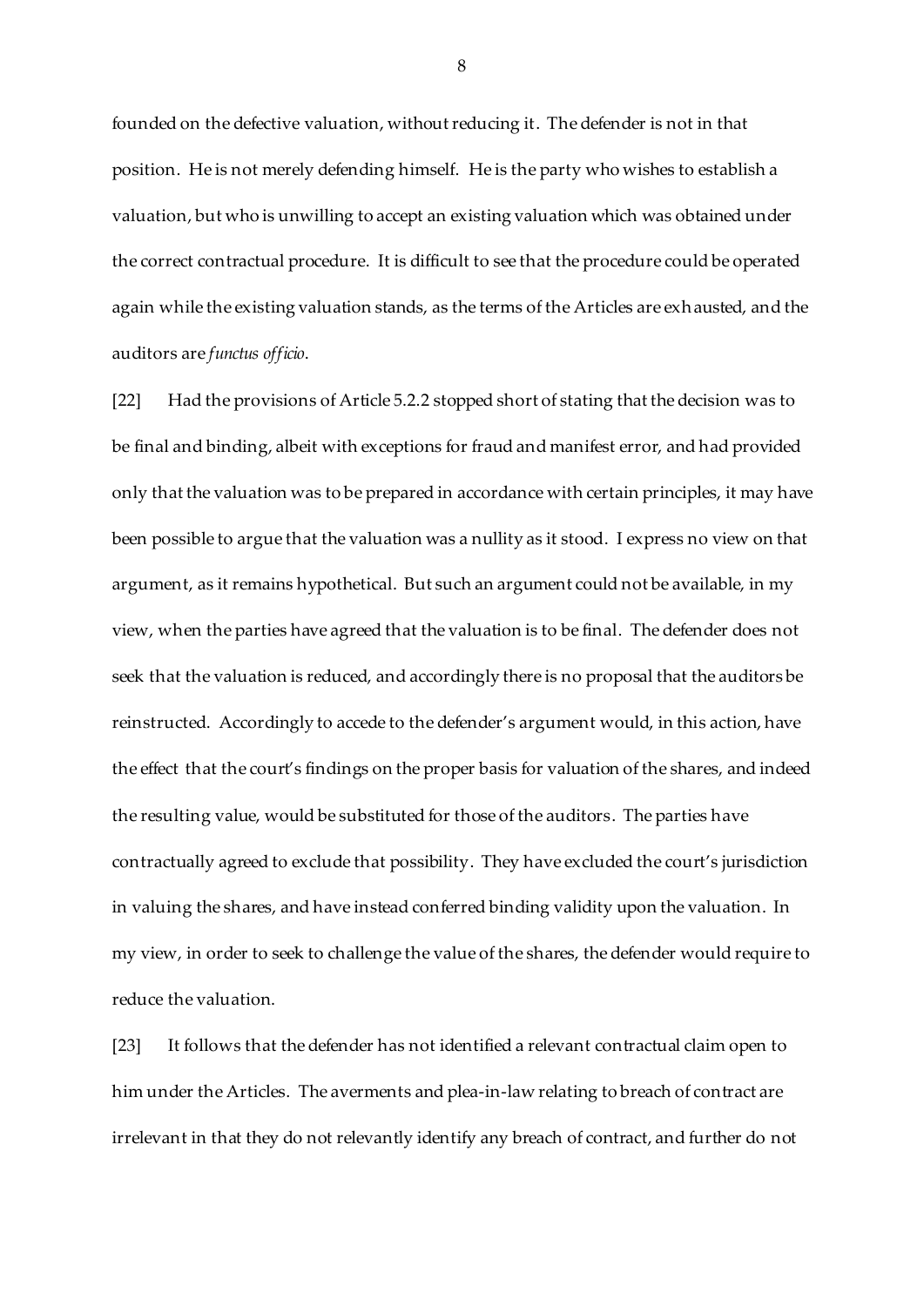founded on the defective valuation, without reducing it. The defender is not in that position. He is not merely defending himself. He is the party who wishes to establish a valuation, but who is unwilling to accept an existing valuation which was obtained under the correct contractual procedure. It is difficult to see that the procedure could be operated again while the existing valuation stands, as the terms of the Articles are exhausted, and the auditors are *functus officio*.

[22] Had the provisions of Article 5.2.2 stopped short of stating that the decision was to be final and binding, albeit with exceptions for fraud and manifest error, and had provided only that the valuation was to be prepared in accordance with certain principles, it may have been possible to argue that the valuation was a nullity as it stood. I express no view on that argument, as it remains hypothetical. But such an argument could not be available, in my view, when the parties have agreed that the valuation is to be final. The defender does not seek that the valuation is reduced, and accordingly there is no proposal that the auditors be reinstructed. Accordingly to accede to the defender's argument would, in this action, have the effect that the court's findings on the proper basis for valuation of the shares, and indeed the resulting value, would be substituted for those of the auditors. The parties have contractually agreed to exclude that possibility. They have excluded the court's jurisdiction in valuing the shares, and have instead conferred binding validity upon the valuation. In my view, in order to seek to challenge the value of the shares, the defender would require to reduce the valuation.

[23] It follows that the defender has not identified a relevant contractual claim open to him under the Articles. The averments and plea-in-law relating to breach of contract are irrelevant in that they do not relevantly identify any breach of contract, and further do not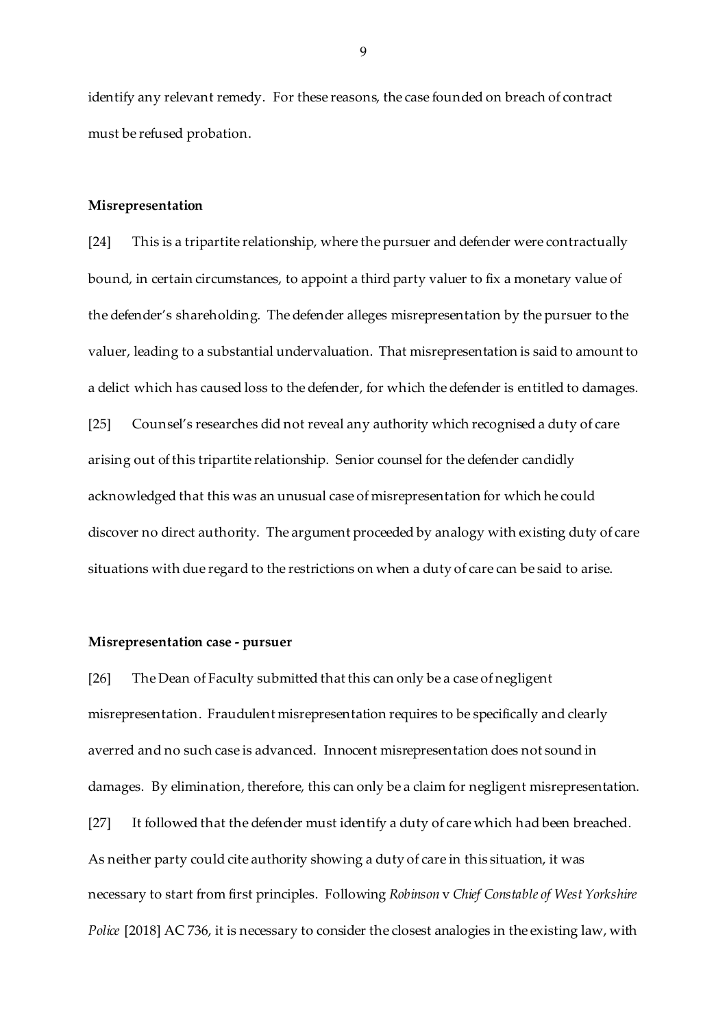identify any relevant remedy. For these reasons, the case founded on breach of contract must be refused probation.

**Misrepresentation**

[24] This is a tripartite relationship, where the pursuer and defender were contractually bound, in certain circumstances, to appoint a third party valuer to fix a monetary value of the defender's shareholding. The defender alleges misrepresentation by the pursuer to the valuer, leading to a substantial undervaluation. That misrepresentation is said to amount to a delict which has caused loss to the defender, for which the defender is entitled to damages.

[25] Counsel's researches did not reveal any authority which recognised a duty of care arising out of this tripartite relationship. Senior counsel for the defender candidly acknowledged that this was an unusual case of misrepresentation for which he could discover no direct authority. The argument proceeded by analogy with existing duty of care situations with due regard to the restrictions on when a duty of care can be said to arise.

**Misrepresentation case - pursuer**

[26] The Dean of Faculty submitted that this can only be a case of negligent misrepresentation. Fraudulent misrepresentation requires to be specifically and clearly averred and no such case is advanced. Innocent misrepresentation does not sound in damages. By elimination, therefore, this can only be a claim for negligent misrepresentation.

[27] It followed that the defender must identify a duty of care which had been breached. As neither party could cite authority showing a duty of care in this situation, it was necessary to start from first principles. Following *Robinson* v *Chief Constable of West Yorkshire Police* [2018] AC 736, it is necessary to consider the closest analogies in the existing law, with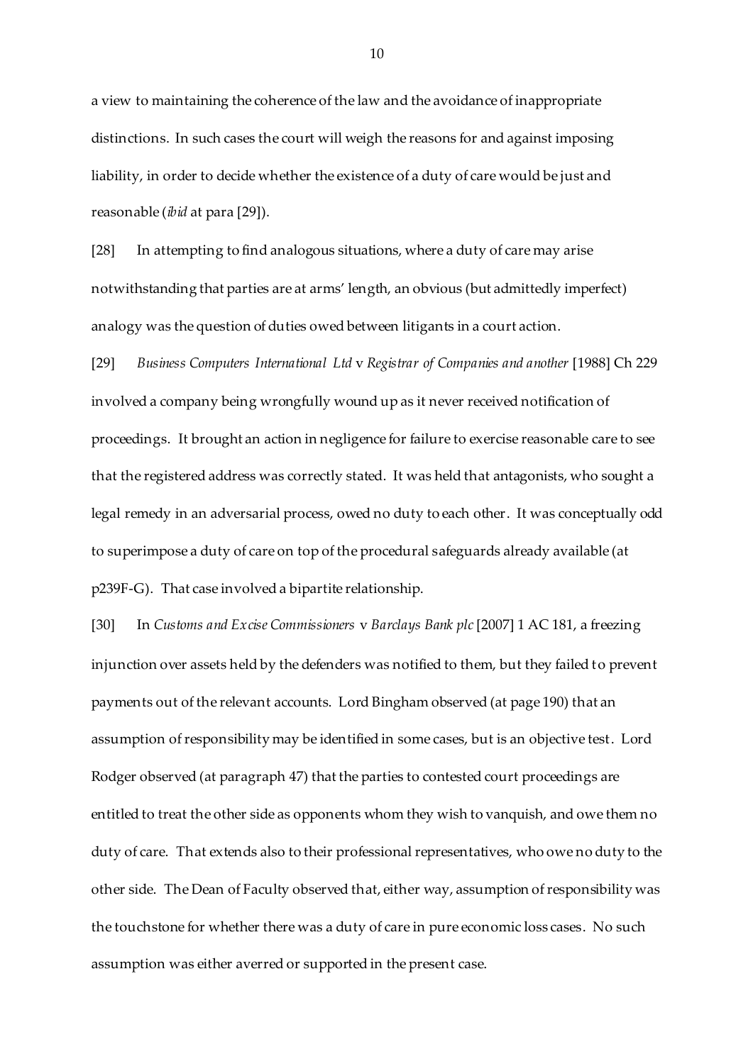a view to maintaining the coherence of the law and the avoidance of inappropriate distinctions. In such cases the court will weigh the reasons for and against imposing liability, in order to decide whether the existence of a duty of care would be just and reasonable (*ibid* at para [29]).

[28] In attempting to find analogous situations, where a duty of care may arise notwithstanding that parties are at arms' length, an obvious (but admittedly imperfect) analogy was the question of duties owed between litigants in a court action.

[29] *Business Computers International Ltd* v *Registrar of Companies and another* [1988] Ch 229 involved a company being wrongfully wound up as it never received notification of proceedings. It brought an action in negligence for failure to exercise reasonable care to see that the registered address was correctly stated. It was held that antagonists, who sought a legal remedy in an adversarial process, owed no duty to each other. It was conceptually odd to superimpose a duty of care on top of the procedural safeguards already available (at p239F-G). That case involved a bipartite relationship.

[30] In *Customs and Excise Commissioners* v *Barclays Bank plc* [2007] 1 AC 181, a freezing injunction over assets held by the defenders was notified to them, but they failed to prevent payments out of the relevant accounts. Lord Bingham observed (at page 190) that an assumption of responsibility may be identified in some cases, but is an objective test. Lord Rodger observed (at paragraph 47) that the parties to contested court proceedings are entitled to treat the other side as opponents whom they wish to vanquish, and owe them no duty of care. That extends also to their professional representatives, who owe no duty to the other side. The Dean of Faculty observed that, either way, assumption of responsibility was the touchstone for whether there was a duty of care in pure economic loss cases. No such assumption was either averred or supported in the present case.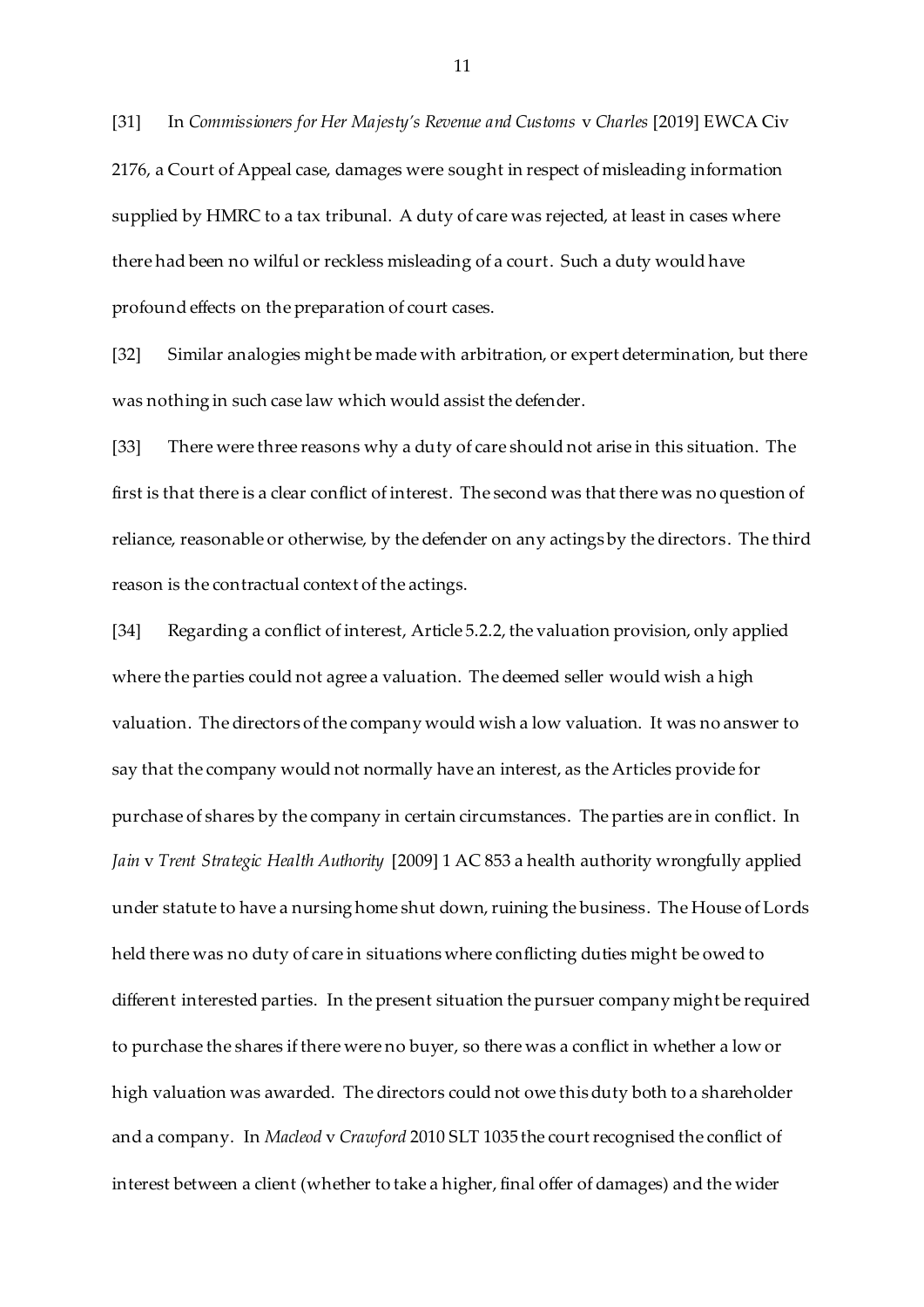[31] In *Commissioners for Her Majesty's Revenue and Customs* v *Charles* [2019] EWCA Civ 2176, a Court of Appeal case, damages were sought in respect of misleading information supplied by HMRC to a tax tribunal. A duty of care was rejected, at least in cases where there had been no wilful or reckless misleading of a court. Such a duty would have profound effects on the preparation of court cases.

[32] Similar analogies might be made with arbitration, or expert determination, but there was nothing in such case law which would assist the defender.

[33] There were three reasons why a duty of care should not arise in this situation. The first is that there is a clear conflict of interest. The second was that there was no question of reliance, reasonable or otherwise, by the defender on any actings by the directors. The third reason is the contractual context of the actings.

[34] Regarding a conflict of interest, Article 5.2.2, the valuation provision, only applied where the parties could not agree a valuation. The deemed seller would wish a high valuation. The directors of the company would wish a low valuation. It was no answer to say that the company would not normally have an interest, as the Articles provide for purchase of shares by the company in certain circumstances. The parties are in conflict. In *Jain* v *Trent Strategic Health Authority* [2009] 1 AC 853 a health authority wrongfully applied under statute to have a nursing home shut down, ruining the business. The House of Lords held there was no duty of care in situations where conflicting duties might be owed to different interested parties. In the present situation the pursuer company might be required to purchase the shares if there were no buyer, so there was a conflict in whether a low or high valuation was awarded. The directors could not owe this duty both to a shareholder and a company. In *Macleod* v *Crawford* 2010 SLT 1035 the court recognised the conflict of interest between a client (whether to take a higher, final offer of damages) and the wider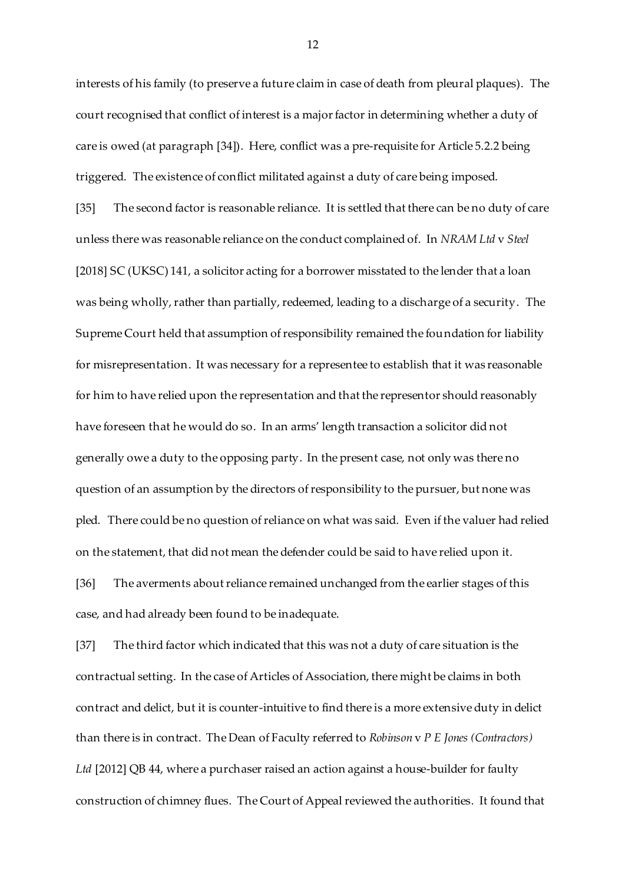interests of his family (to preserve a future claim in case of death from pleural plaques). The court recognised that conflict of interest is a major factor in determining whether a duty of care is owed (at paragraph [34]). Here, conflict was a pre-requisite for Article 5.2.2 being triggered. The existence of conflict militated against a duty of care being imposed.

[35] The second factor is reasonable reliance. It is settled that there can be no duty of care unless there was reasonable reliance on the conduct complained of. In *NRAM Ltd* v *Steel* [2018] SC (UKSC) 141, a solicitor acting for a borrower misstated to the lender that a loan was being wholly, rather than partially, redeemed, leading to a discharge of a security. The Supreme Court held that assumption of responsibility remained the foundation for liability for misrepresentation. It was necessary for a representee to establish that it was reasonable for him to have relied upon the representation and that the representor should reasonably have foreseen that he would do so. In an arms' length transaction a solicitor did not generally owe a duty to the opposing party. In the present case, not only was there no question of an assumption by the directors of responsibility to the pursuer, but none was pled. There could be no question of reliance on what was said. Even if the valuer had relied on the statement, that did not mean the defender could be said to have relied upon it.

[36] The averments about reliance remained unchanged from the earlier stages of this case, and had already been found to be inadequate.

[37] The third factor which indicated that this was not a duty of care situation is the contractual setting. In the case of Articles of Association, there might be claims in both contract and delict, but it is counter-intuitive to find there is a more extensive duty in delict than there is in contract. The Dean of Faculty referred to *Robinson* v *P E Jones (Contractors) Ltd* [2012] QB 44, where a purchaser raised an action against a house-builder for faulty construction of chimney flues. The Court of Appeal reviewed the authorities. It found that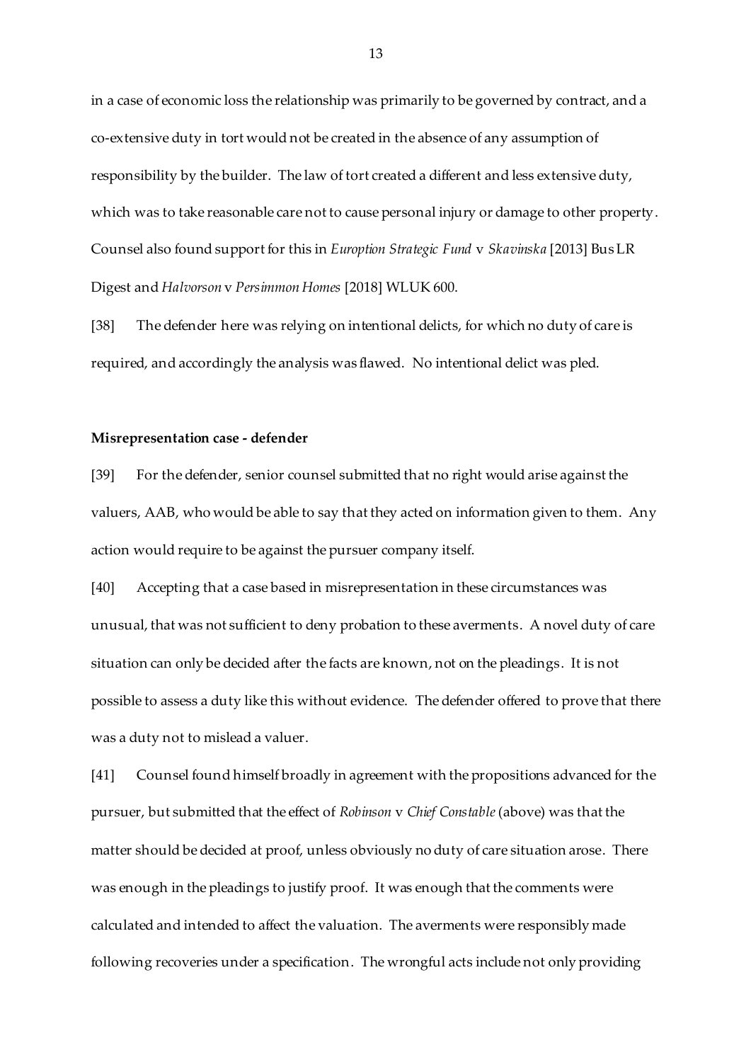in a case of economic loss the relationship was primarily to be governed by contract, and a co-extensive duty in tort would not be created in the absence of any assumption of responsibility by the builder. The law of tort created a different and less extensive duty, which was to take reasonable care not to cause personal injury or damage to other property. Counsel also found support for this in *Euroption Strategic Fund* v *Skavinska* [2013] Bus LR Digest and *Halvorson* v *Persimmon Homes* [2018] WLUK 600.

[38] The defender here was relying on intentional delicts, for which no duty of care is required, and accordingly the analysis was flawed. No intentional delict was pled.

**Misrepresentation case - defender**

[39] For the defender, senior counsel submitted that no right would arise against the valuers, AAB, who would be able to say that they acted on information given to them. Any action would require to be against the pursuer company itself.

[40] Accepting that a case based in misrepresentation in these circumstances was unusual, that was not sufficient to deny probation to these averments. A novel duty of care situation can only be decided after the facts are known, not on the pleadings. It is not possible to assess a duty like this without evidence. The defender offered to prove that there was a duty not to mislead a valuer.

[41] Counsel found himself broadly in agreement with the propositions advanced for the pursuer, but submitted that the effect of *Robinson* v *Chief Constable* (above) was that the matter should be decided at proof, unless obviously no duty of care situation arose. There was enough in the pleadings to justify proof. It was enough that the comments were calculated and intended to affect the valuation. The averments were responsibly made following recoveries under a specification. The wrongful acts include not only providing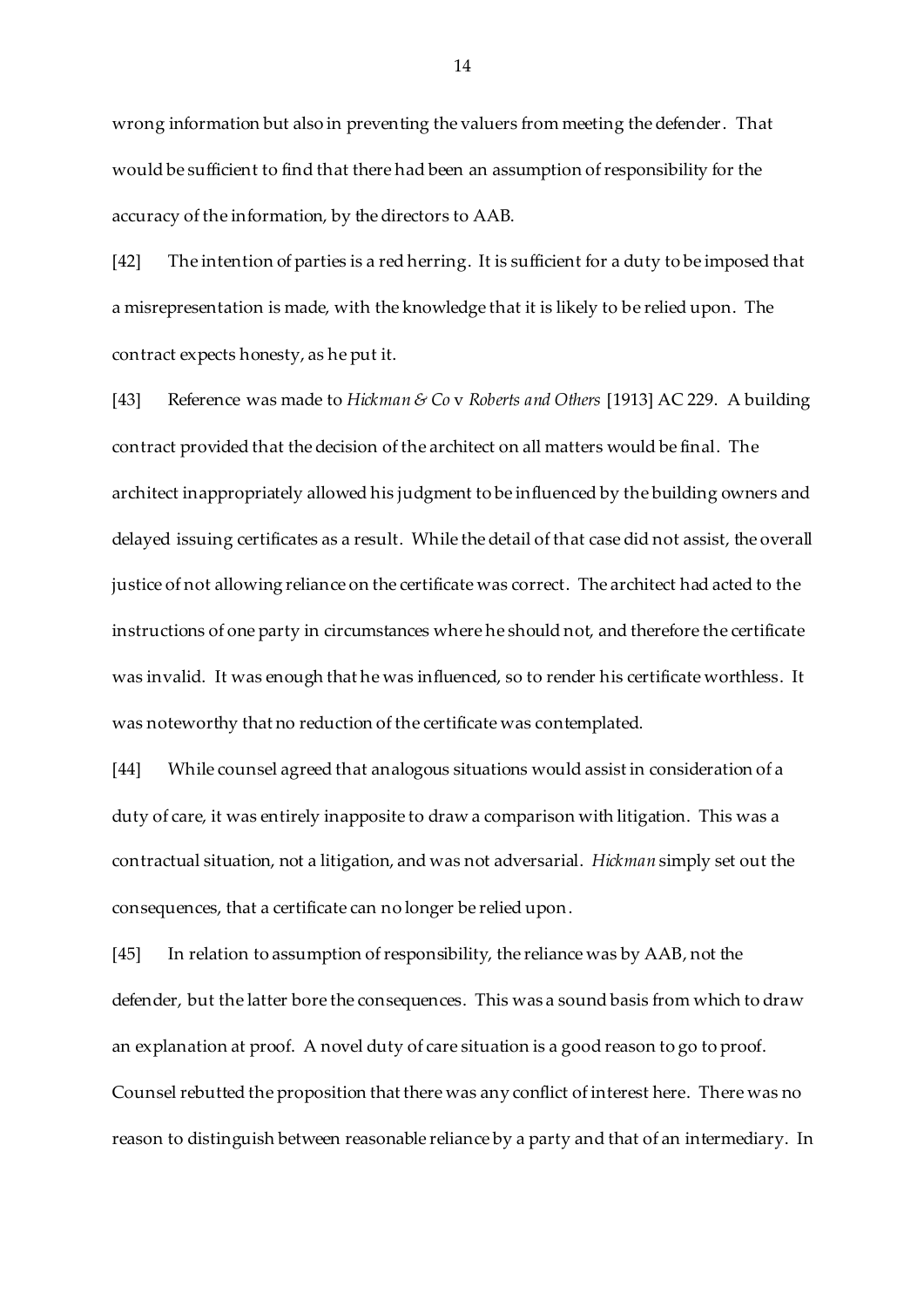wrong information but also in preventing the valuers from meeting the defender. That would be sufficient to find that there had been an assumption of responsibility for the accuracy of the information, by the directors to AAB.

[42] The intention of parties is a red herring. It is sufficient for a duty to be imposed that a misrepresentation is made, with the knowledge that it is likely to be relied upon. The contract expects honesty, as he put it.

[43] Reference was made to *Hickman & Co* v *Roberts and Others* [1913] AC 229. A building contract provided that the decision of the architect on all matters would be final. The architect inappropriately allowed his judgment to be influenced by the building owners and delayed issuing certificates as a result. While the detail of that case did not assist, the overall justice of not allowing reliance on the certificate was correct. The architect had acted to the instructions of one party in circumstances where he should not, and therefore the certificate was invalid. It was enough that he was influenced, so to render his certificate worthless. It was noteworthy that no reduction of the certificate was contemplated.

[44] While counsel agreed that analogous situations would assist in consideration of a duty of care, it was entirely inapposite to draw a comparison with litigation. This was a contractual situation, not a litigation, and was not adversarial. *Hickman* simply set out the consequences, that a certificate can no longer be relied upon.

[45] In relation to assumption of responsibility, the reliance was by AAB, not the defender, but the latter bore the consequences. This was a sound basis from which to draw an explanation at proof. A novel duty of care situation is a good reason to go to proof. Counsel rebutted the proposition that there was any conflict of interest here. There was no reason to distinguish between reasonable reliance by a party and that of an intermediary. In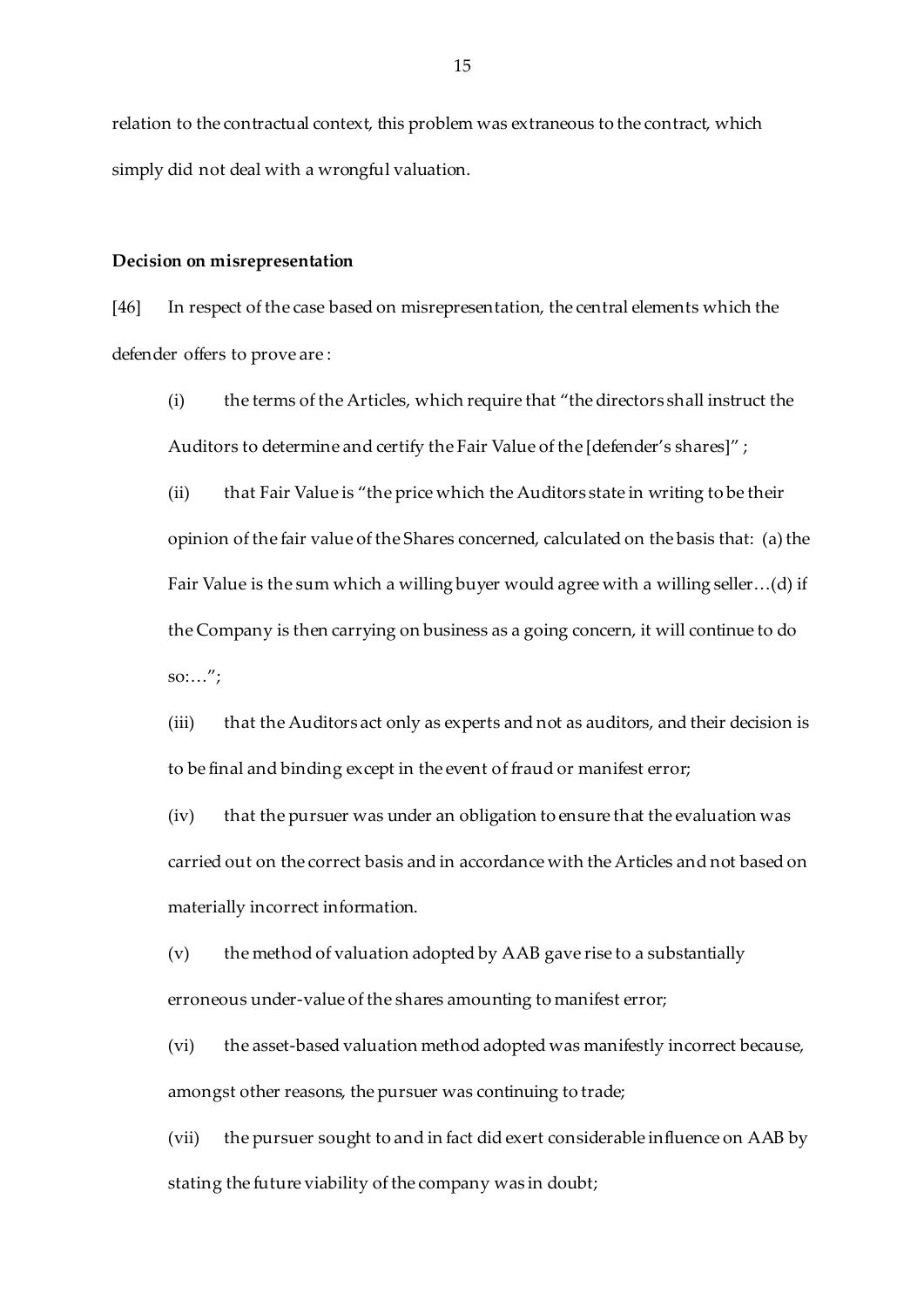relation to the contractual context, this problem was extraneous to the contract, which simply did not deal with a wrongful valuation.

**Decision on misrepresentation**

[46] In respect of the case based on misrepresentation, the central elements which the defender offers to prove are:

(i) the terms of the Articles, which require that "the directors shall instruct the Auditors to determine and certify the Fair Value of the [defender's shares]";

(ii) that Fair Value is "the price which the Auditors state in writing to be their opinion of the fair value of the Shares concerned, calculated on the basis that: (a) the Fair Value is the sum which a willing buyer would agree with a willing seller…(d) if the Company is then carrying on business as a going concern, it will continue to do so:…";

(iii) that the Auditors act only as experts and not as auditors, and their decision is to be final and binding except in the event of fraud or manifest error;

(iv) that the pursuer was under an obligation to ensure that the evaluation was carried out on the correct basis and in accordance with the Articles and not based on materially incorrect information.

(v) the method of valuation adopted by AAB gave rise to a substantially erroneous under-value of the shares amounting to manifest error;

(vi) the asset-based valuation method adopted was manifestly incorrect because, amongst other reasons, the pursuer was continuing to trade;

(vii) the pursuer sought to and in fact did exert considerable influence on AAB by stating the future viability of the company was in doubt;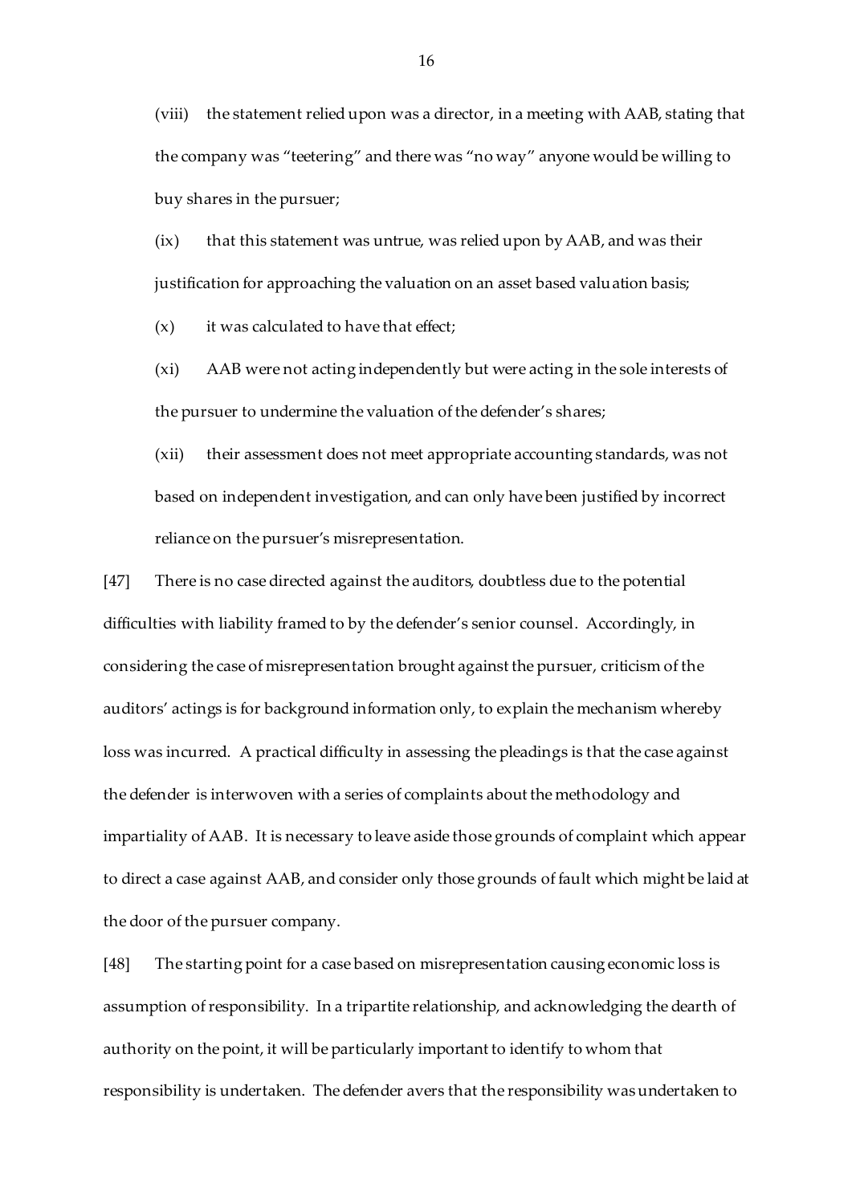(viii) the statement relied upon was a director, in a meeting with AAB, stating that the company was "teetering" and there was "no way" anyone would be willing to buy shares in the pursuer;

(ix) that this statement was untrue, was relied upon by AAB, and was their justification for approaching the valuation on an asset based valuation basis;

(x) it was calculated to have that effect;

(xi) AAB were not acting independently but were acting in the sole interests of the pursuer to undermine the valuation of the defender's shares;

(xii) their assessment does not meet appropriate accounting standards, was not based on independent investigation, and can only have been justified by incorrect reliance on the pursuer's misrepresentation.

[47] There is no case directed against the auditors, doubtless due to the potential difficulties with liability framed to by the defender's senior counsel. Accordingly, in considering the case of misrepresentation brought against the pursuer, criticism of the auditors' actings is for background information only, to explain the mechanism whereby loss was incurred. A practical difficulty in assessing the pleadings is that the case against the defender is interwoven with a series of complaints about the methodology and impartiality of AAB. It is necessary to leave aside those grounds of complaint which appear to direct a case against AAB, and consider only those grounds of fault which might be laid at the door of the pursuer company.

[48] The starting point for a case based on misrepresentation causing economic loss is assumption of responsibility. In a tripartite relationship, and acknowledging the dearth of authority on the point, it will be particularly important to identify to whom that responsibility is undertaken. The defender avers that the responsibility was undertaken to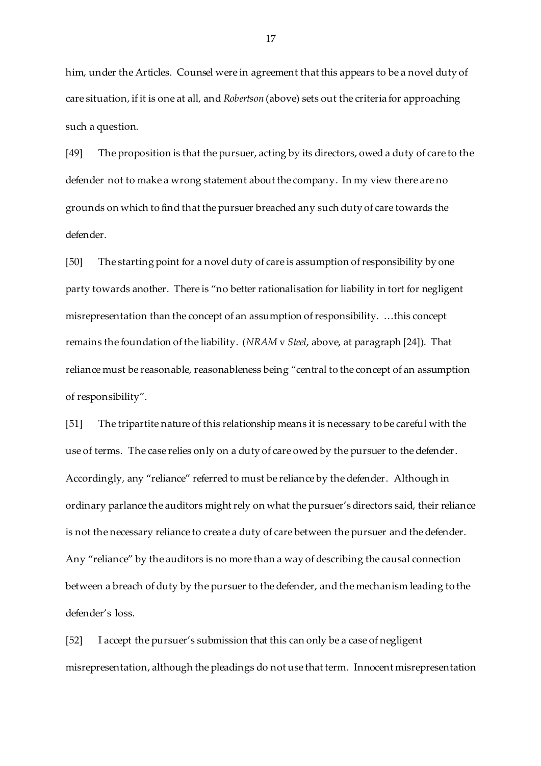him, under the Articles. Counsel were in agreement that this appears to be a novel duty of care situation, if it is one at all, and *Robertson* (above) sets out the criteria for approaching such a question.

[49] The proposition is that the pursuer, acting by its directors, owed a duty of care to the defender not to make a wrong statement about the company. In my view there are no grounds on which to find that the pursuer breached any such duty of care towards the defender.

[50] The starting point for a novel duty of care is assumption of responsibility by one party towards another. There is "no better rationalisation for liability in tort for negligent misrepresentation than the concept of an assumption of responsibility. …this concept remains the foundation of the liability. (*NRAM* v *Steel*, above, at paragraph [24]). That reliance must be reasonable, reasonableness being "central to the concept of an assumption of responsibility".

[51] The tripartite nature of this relationship means it is necessary to be careful with the use of terms. The case relies only on a duty of care owed by the pursuer to the defender. Accordingly, any "reliance" referred to must be reliance by the defender. Although in ordinary parlance the auditors might rely on what the pursuer's directors said, their reliance is not the necessary reliance to create a duty of care between the pursuer and the defender. Any "reliance" by the auditors is no more than a way of describing the causal connection between a breach of duty by the pursuer to the defender, and the mechanism leading to the defender's loss.

[52] I accept the pursuer's submission that this can only be a case of negligent misrepresentation, although the pleadings do not use that term. Innocent misrepresentation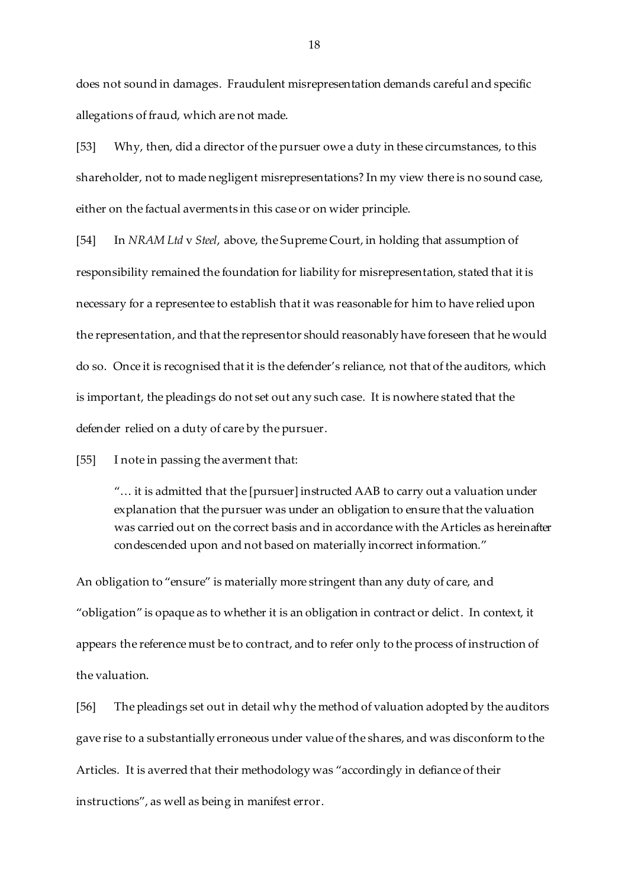does not sound in damages. Fraudulent misrepresentation demands careful and specific allegations of fraud, which are not made.

[53] Why, then, did a director of the pursuer owe a duty in these circumstances, to this shareholder, not to made negligent misrepresentations? In my view there is no sound case, either on the factual averments in this case or on wider principle.

[54] In *NRAM Ltd* v *Steel*, above, the Supreme Court, in holding that assumption of responsibility remained the foundation for liability for misrepresentation, stated that it is necessary for a representee to establish that it was reasonable for him to have relied upon the representation, and that the representor should reasonably have foreseen that he would do so. Once it is recognised that it is the defender's reliance, not that of the auditors, which is important, the pleadings do not set out any such case. It is nowhere stated that the defender relied on a duty of care by the pursuer.

[55] I note in passing the averment that:

> "… it is admitted that the [pursuer] instructed AAB to carry out a valuation under explanation that the pursuer was under an obligation to ensure that the valuation was carried out on the correct basis and in accordance with the Articles as hereinafter condescended upon and not based on materially incorrect information."

An obligation to "ensure" is materially more stringent than any duty of care, and "obligation" is opaque as to whether it is an obligation in contract or delict. In context, it appears the reference must be to contract, and to refer only to the process of instruction of the valuation.

[56] The pleadings set out in detail why the method of valuation adopted by the auditors gave rise to a substantially erroneous under value of the shares, and was disconform to the Articles. It is averred that their methodology was "accordingly in defiance of their instructions", as well as being in manifest error.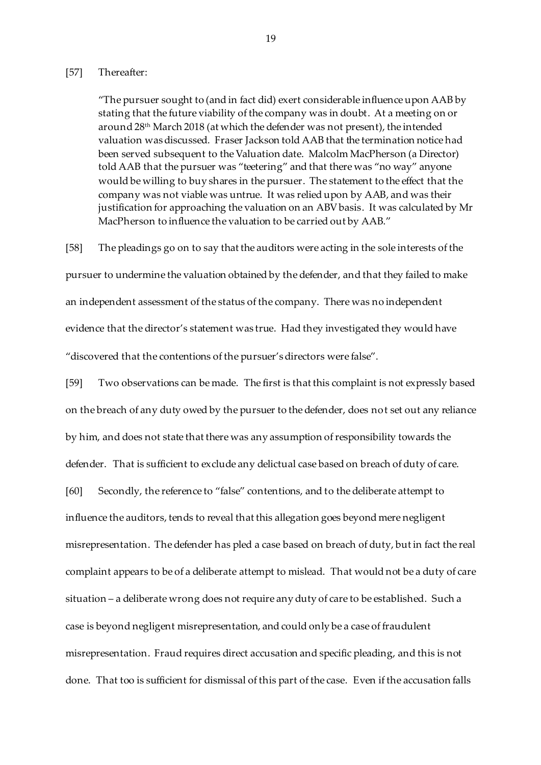[57] Thereafter:

> "The pursuer sought to (and in fact did) exert considerable influence upon AAB by stating that the future viability of the company was in doubt. At a meeting on or around 28th March 2018 (at which the defender was not present), the intended valuation was discussed. Fraser Jackson told AAB that the termination notice had been served subsequent to the Valuation date. Malcolm MacPherson (a Director) told AAB that the pursuer was "teetering" and that there was "no way" anyone would be willing to buy shares in the pursuer. The statement to the effect that the company was not viable was untrue. It was relied upon by AAB, and was their justification for approaching the valuation on an ABV basis. It was calculated by Mr MacPherson to influence the valuation to be carried out by AAB."

[58] The pleadings go on to say that the auditors were acting in the sole interests of the pursuer to undermine the valuation obtained by the defender, and that they failed to make an independent assessment of the status of the company. There was no independent evidence that the director's statement was true. Had they investigated they would have "discovered that the contentions of the pursuer's directors were false".

[59] Two observations can be made. The first is that this complaint is not expressly based on the breach of any duty owed by the pursuer to the defender, does not set out any reliance by him, and does not state that there was any assumption of responsibility towards the defender. That is sufficient to exclude any delictual case based on breach of duty of care.

[60] Secondly, the reference to "false" contentions, and to the deliberate attempt to influence the auditors, tends to reveal that this allegation goes beyond mere negligent misrepresentation. The defender has pled a case based on breach of duty, but in fact the real complaint appears to be of a deliberate attempt to mislead. That would not be a duty of care situation – a deliberate wrong does not require any duty of care to be established. Such a case is beyond negligent misrepresentation, and could only be a case of fraudulent misrepresentation. Fraud requires direct accusation and specific pleading, and this is not done. That too is sufficient for dismissal of this part of the case. Even if the accusation falls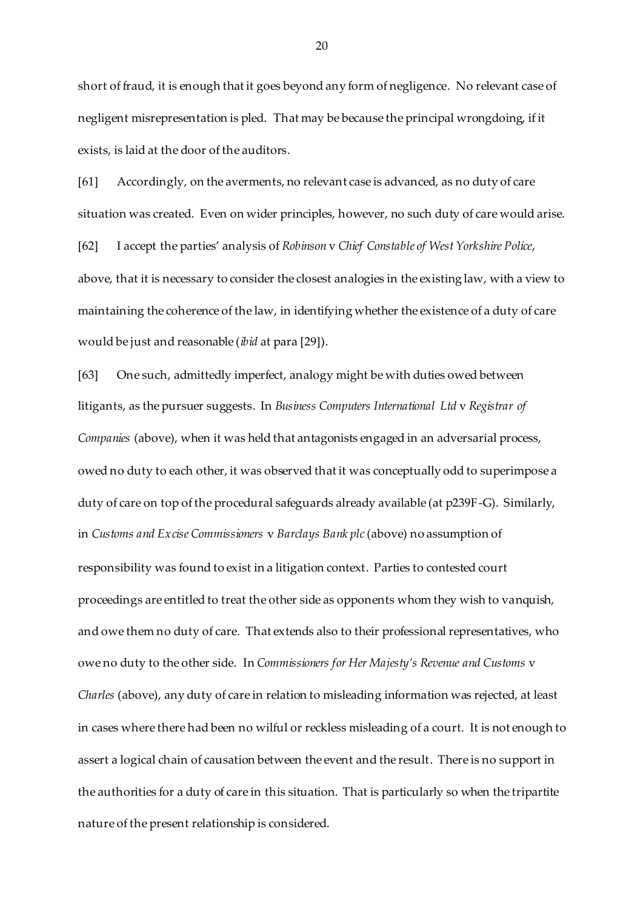short of fraud, it is enough that it goes beyond any form of negligence. No relevant case of negligent misrepresentation is pled. That may be because the principal wrongdoing, if it exists, is laid at the door of the auditors.

[61] Accordingly, on the averments, no relevant case is advanced, as no duty of care situation was created. Even on wider principles, however, no such duty of care would arise.

[62] I accept the parties' analysis of *Robinson* v *Chief Constable of West Yorkshire Police*, above, that it is necessary to consider the closest analogies in the existing law, with a view to maintaining the coherence of the law, in identifying whether the existence of a duty of care would be just and reasonable (*ibid* at para [29]).

[63] One such, admittedly imperfect, analogy might be with duties owed between litigants, as the pursuer suggests. In *Business Computers International Ltd* v *Registrar of Companies* (above), when it was held that antagonists engaged in an adversarial process, owed no duty to each other, it was observed that it was conceptually odd to superimpose a duty of care on top of the procedural safeguards already available (at p239F-G). Similarly, in *Customs and Excise Commissioners* v *Barclays Bank plc* (above) no assumption of responsibility was found to exist in a litigation context. Parties to contested court proceedings are entitled to treat the other side as opponents whom they wish to vanquish, and owe them no duty of care. That extends also to their professional representatives, who owe no duty to the other side. In *Commissioners for Her Majesty's Revenue and Customs* v *Charles* (above), any duty of care in relation to misleading information was rejected, at least in cases where there had been no wilful or reckless misleading of a court. It is not enough to assert a logical chain of causation between the event and the result. There is no support in the authorities for a duty of care in this situation. That is particularly so when the tripartite nature of the present relationship is considered.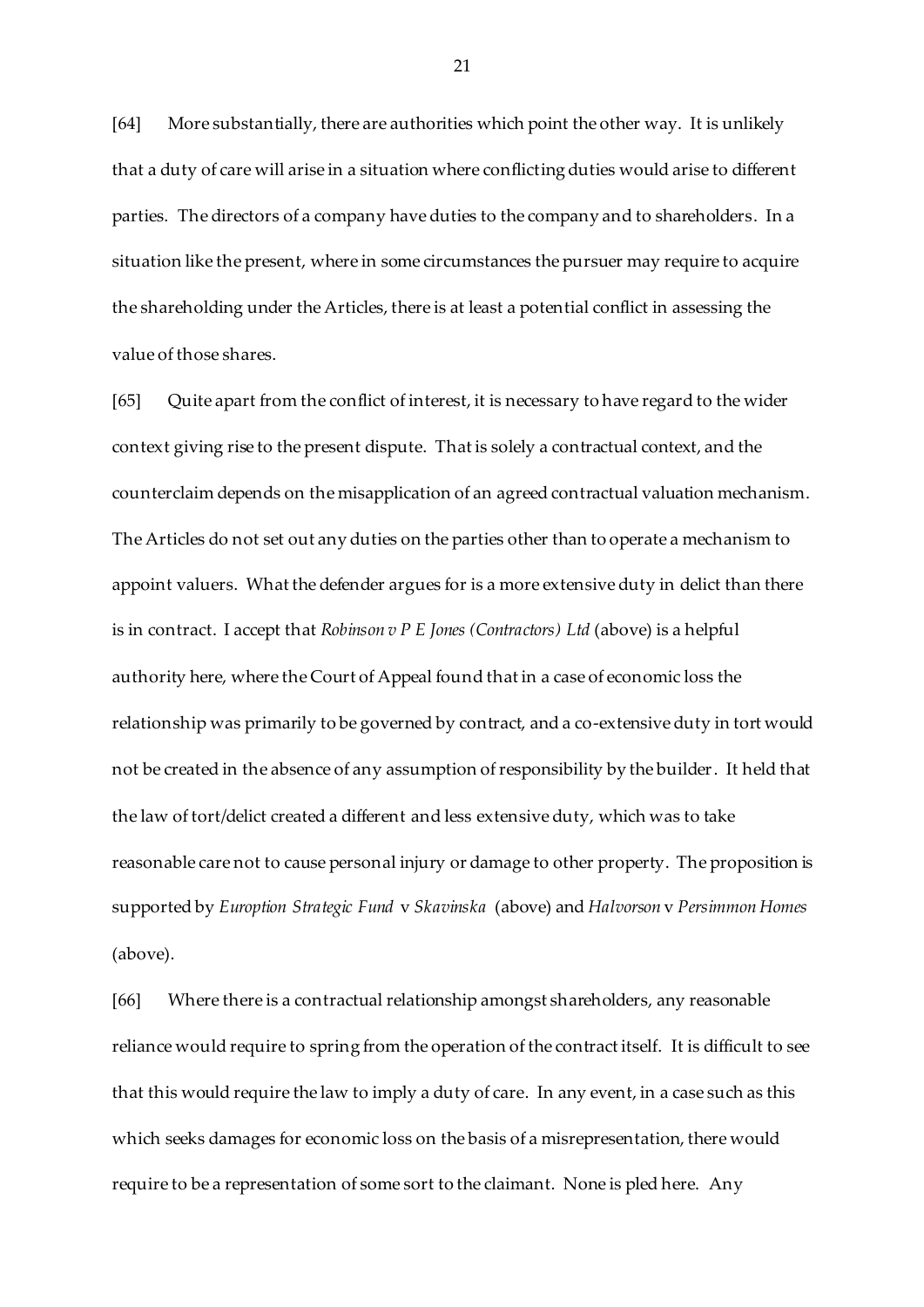[64] More substantially, there are authorities which point the other way. It is unlikely that a duty of care will arise in a situation where conflicting duties would arise to different parties. The directors of a company have duties to the company and to shareholders. In a situation like the present, where in some circumstances the pursuer may require to acquire the shareholding under the Articles, there is at least a potential conflict in assessing the value of those shares.

[65] Quite apart from the conflict of interest, it is necessary to have regard to the wider context giving rise to the present dispute. That is solely a contractual context, and the counterclaim depends on the misapplication of an agreed contractual valuation mechanism. The Articles do not set out any duties on the parties other than to operate a mechanism to appoint valuers. What the defender argues for is a more extensive duty in delict than there is in contract. I accept that *Robinson v P E Jones (Contractors) Ltd* (above) is a helpful authority here, where the Court of Appeal found that in a case of economic loss the relationship was primarily to be governed by contract, and a co-extensive duty in tort would not be created in the absence of any assumption of responsibility by the builder. It held that the law of tort/delict created a different and less extensive duty, which was to take reasonable care not to cause personal injury or damage to other property. The proposition is supported by *Euroption Strategic Fund* v *Skavinska* (above) and *Halvorson* v *Persimmon Homes* (above).

[66] Where there is a contractual relationship amongst shareholders, any reasonable reliance would require to spring from the operation of the contract itself. It is difficult to see that this would require the law to imply a duty of care. In any event, in a case such as this which seeks damages for economic loss on the basis of a misrepresentation, there would require to be a representation of some sort to the claimant. None is pled here. Any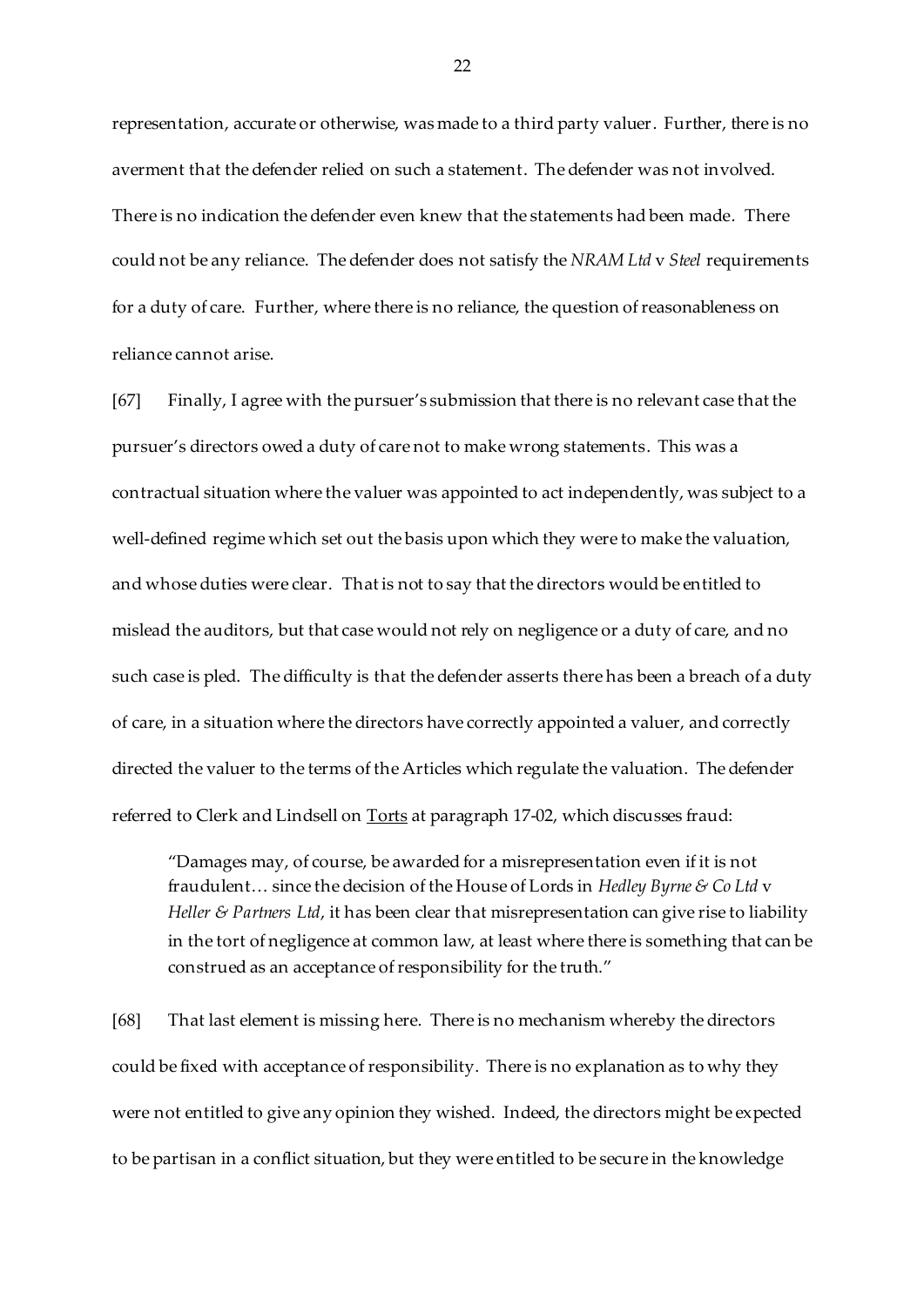representation, accurate or otherwise, was made to a third party valuer. Further, there is no averment that the defender relied on such a statement. The defender was not involved. There is no indication the defender even knew that the statements had been made. There could not be any reliance. The defender does not satisfy the *NRAM Ltd* v *Steel* requirements for a duty of care. Further, where there is no reliance, the question of reasonableness on reliance cannot arise.

[67] Finally, I agree with the pursuer's submission that there is no relevant case that the pursuer's directors owed a duty of care not to make wrong statements. This was a contractual situation where the valuer was appointed to act independently, was subject to a well-defined regime which set out the basis upon which they were to make the valuation, and whose duties were clear. That is not to say that the directors would be entitled to mislead the auditors, but that case would not rely on negligence or a duty of care, and no such case is pled. The difficulty is that the defender asserts there has been a breach of a duty of care, in a situation where the directors have correctly appointed a valuer, and correctly directed the valuer to the terms of the Articles which regulate the valuation. The defender referred to Clerk and Lindsell on Torts at paragraph 17-02, which discusses fraud:

> "Damages may, of course, be awarded for a misrepresentation even if it is not fraudulent… since the decision of the House of Lords in *Hedley Byrne & Co Ltd* v *Heller & Partners Ltd*, it has been clear that misrepresentation can give rise to liability in the tort of negligence at common law, at least where there is something that can be construed as an acceptance of responsibility for the truth."

[68] That last element is missing here. There is no mechanism whereby the directors could be fixed with acceptance of responsibility. There is no explanation as to why they were not entitled to give any opinion they wished. Indeed, the directors might be expected to be partisan in a conflict situation, but they were entitled to be secure in the knowledge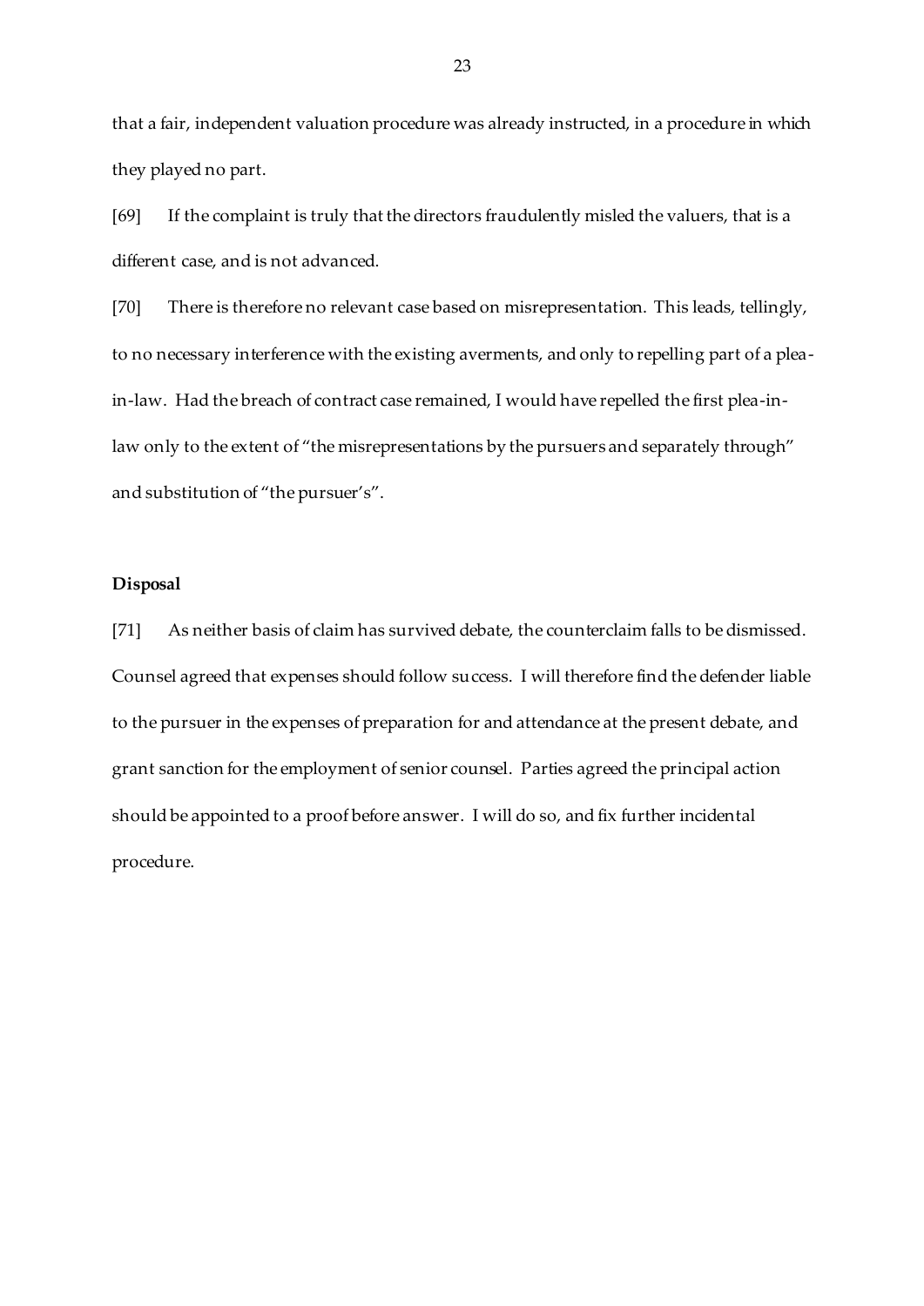that a fair, independent valuation procedure was already instructed, in a procedure in which they played no part.

[69] If the complaint is truly that the directors fraudulently misled the valuers, that is a different case, and is not advanced.

[70] There is therefore no relevant case based on misrepresentation. This leads, tellingly, to no necessary interference with the existing averments, and only to repelling part of a plea-in-law. Had the breach of contract case remained, I would have repelled the first plea-in-law only to the extent of "the misrepresentations by the pursuers and separately through" and substitution of "the pursuer's".

**Disposal**

[71] As neither basis of claim has survived debate, the counterclaim falls to be dismissed. Counsel agreed that expenses should follow success. I will therefore find the defender liable to the pursuer in the expenses of preparation for and attendance at the present debate, and grant sanction for the employment of senior counsel. Parties agreed the principal action should be appointed to a proof before answer. I will do so, and fix further incidental procedure.